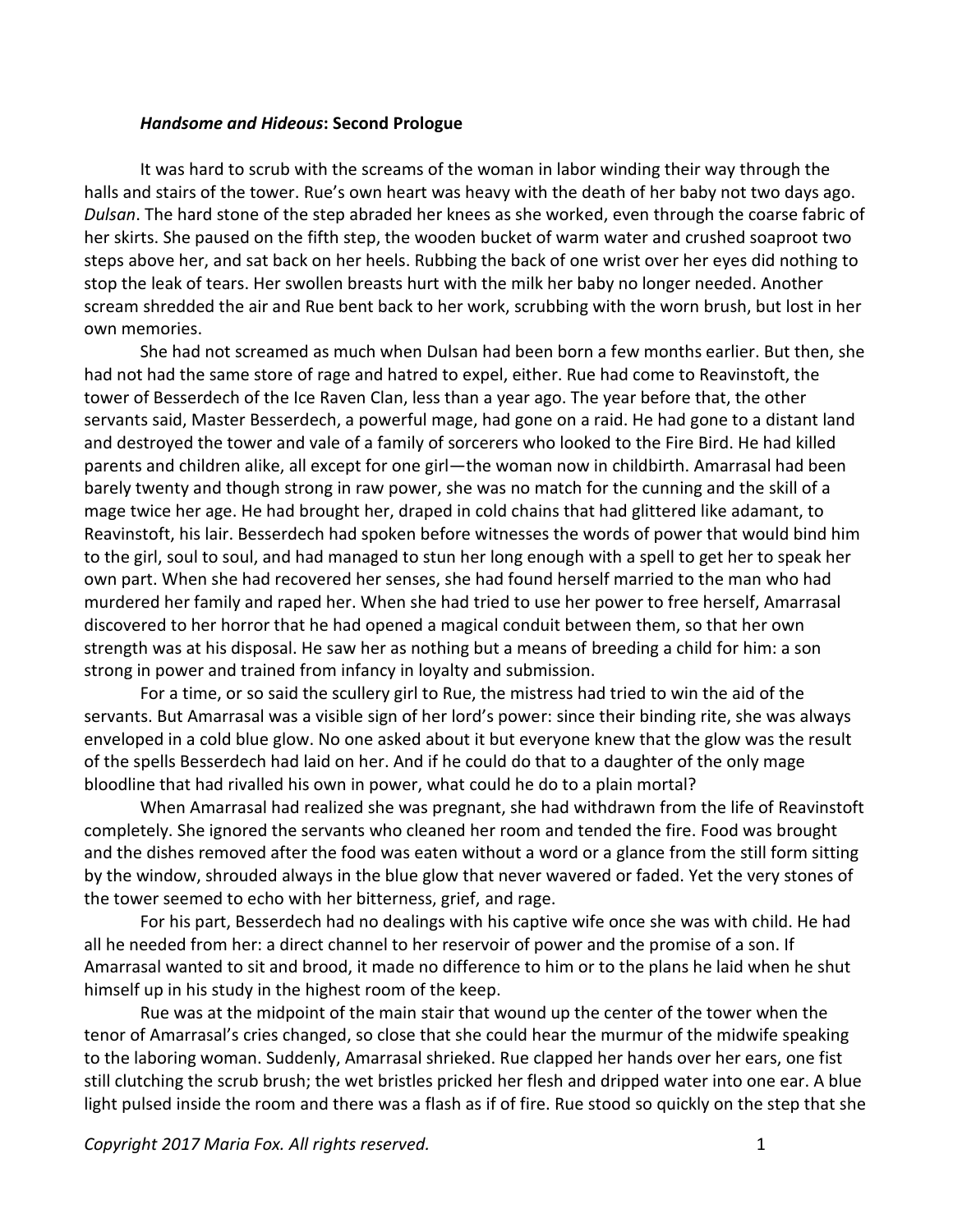***Handsome and Hideous*: Second Prologue**

It was hard to scrub with the screams of the woman in labor winding their way through the halls and stairs of the tower. Rue's own heart was heavy with the death of her baby not two days ago. *Dulsan*. The hard stone of the step abraded her knees as she worked, even through the coarse fabric of her skirts. She paused on the fifth step, the wooden bucket of warm water and crushed soaproot two steps above her, and sat back on her heels. Rubbing the back of one wrist over her eyes did nothing to stop the leak of tears. Her swollen breasts hurt with the milk her baby no longer needed. Another scream shredded the air and Rue bent back to her work, scrubbing with the worn brush, but lost in her own memories.

She had not screamed as much when Dulsan had been born a few months earlier. But then, she had not had the same store of rage and hatred to expel, either. Rue had come to Reavinstoft, the tower of Besserdech of the Ice Raven Clan, less than a year ago. The year before that, the other servants said, Master Besserdech, a powerful mage, had gone on a raid. He had gone to a distant land and destroyed the tower and vale of a family of sorcerers who looked to the Fire Bird. He had killed parents and children alike, all except for one girl—the woman now in childbirth. Amarrasal had been barely twenty and though strong in raw power, she was no match for the cunning and the skill of a mage twice her age. He had brought her, draped in cold chains that had glittered like adamant, to Reavinstoft, his lair. Besserdech had spoken before witnesses the words of power that would bind him to the girl, soul to soul, and had managed to stun her long enough with a spell to get her to speak her own part. When she had recovered her senses, she had found herself married to the man who had murdered her family and raped her. When she had tried to use her power to free herself, Amarrasal discovered to her horror that he had opened a magical conduit between them, so that her own strength was at his disposal. He saw her as nothing but a means of breeding a child for him: a son strong in power and trained from infancy in loyalty and submission.

For a time, or so said the scullery girl to Rue, the mistress had tried to win the aid of the servants. But Amarrasal was a visible sign of her lord's power: since their binding rite, she was always enveloped in a cold blue glow. No one asked about it but everyone knew that the glow was the result of the spells Besserdech had laid on her. And if he could do that to a daughter of the only mage bloodline that had rivalled his own in power, what could he do to a plain mortal?

When Amarrasal had realized she was pregnant, she had withdrawn from the life of Reavinstoft completely. She ignored the servants who cleaned her room and tended the fire. Food was brought and the dishes removed after the food was eaten without a word or a glance from the still form sitting by the window, shrouded always in the blue glow that never wavered or faded. Yet the very stones of the tower seemed to echo with her bitterness, grief, and rage.

For his part, Besserdech had no dealings with his captive wife once she was with child. He had all he needed from her: a direct channel to her reservoir of power and the promise of a son. If Amarrasal wanted to sit and brood, it made no difference to him or to the plans he laid when he shut himself up in his study in the highest room of the keep.

Rue was at the midpoint of the main stair that wound up the center of the tower when the tenor of Amarrasal's cries changed, so close that she could hear the murmur of the midwife speaking to the laboring woman. Suddenly, Amarrasal shrieked. Rue clapped her hands over her ears, one fist still clutching the scrub brush; the wet bristles pricked her flesh and dripped water into one ear. A blue light pulsed inside the room and there was a flash as if of fire. Rue stood so quickly on the step that she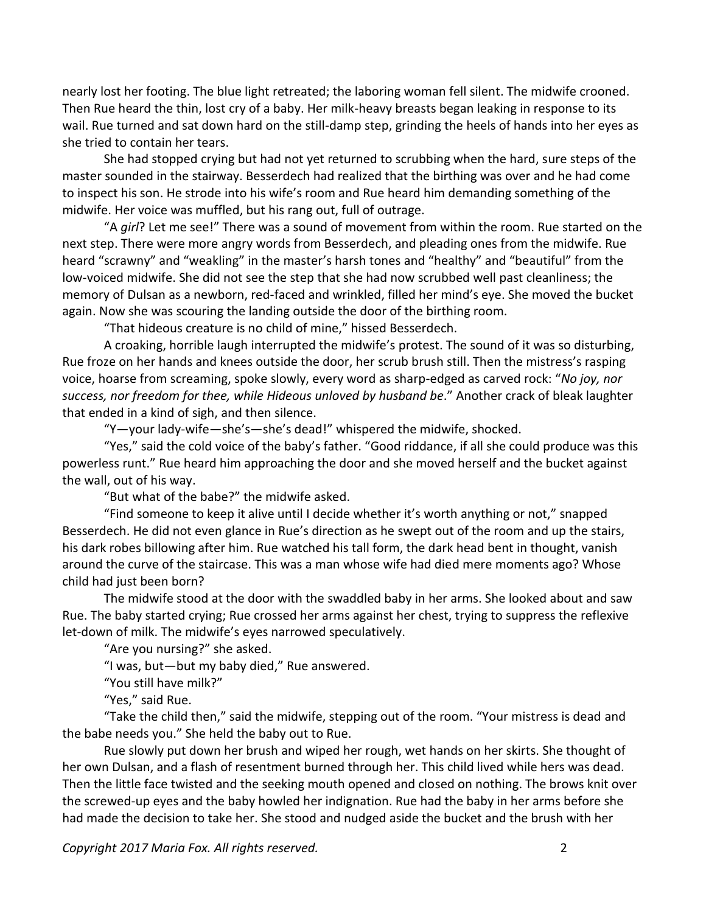nearly lost her footing. The blue light retreated; the laboring woman fell silent. The midwife crooned. Then Rue heard the thin, lost cry of a baby. Her milk-heavy breasts began leaking in response to its wail. Rue turned and sat down hard on the still-damp step, grinding the heels of hands into her eyes as she tried to contain her tears.

She had stopped crying but had not yet returned to scrubbing when the hard, sure steps of the master sounded in the stairway. Besserdech had realized that the birthing was over and he had come to inspect his son. He strode into his wife's room and Rue heard him demanding something of the midwife. Her voice was muffled, but his rang out, full of outrage.

"A *girl*? Let me see!" There was a sound of movement from within the room. Rue started on the next step. There were more angry words from Besserdech, and pleading ones from the midwife. Rue heard "scrawny" and "weakling" in the master's harsh tones and "healthy" and "beautiful" from the low-voiced midwife. She did not see the step that she had now scrubbed well past cleanliness; the memory of Dulsan as a newborn, red-faced and wrinkled, filled her mind's eye. She moved the bucket again. Now she was scouring the landing outside the door of the birthing room.

"That hideous creature is no child of mine," hissed Besserdech.

A croaking, horrible laugh interrupted the midwife's protest. The sound of it was so disturbing, Rue froze on her hands and knees outside the door, her scrub brush still. Then the mistress's rasping voice, hoarse from screaming, spoke slowly, every word as sharp-edged as carved rock: "*No joy, nor success, nor freedom for thee, while Hideous unloved by husband be*." Another crack of bleak laughter that ended in a kind of sigh, and then silence.

"Y—your lady-wife—she's—she's dead!" whispered the midwife, shocked.

"Yes," said the cold voice of the baby's father. "Good riddance, if all she could produce was this powerless runt." Rue heard him approaching the door and she moved herself and the bucket against the wall, out of his way.

"But what of the babe?" the midwife asked.

"Find someone to keep it alive until I decide whether it's worth anything or not," snapped Besserdech. He did not even glance in Rue's direction as he swept out of the room and up the stairs, his dark robes billowing after him. Rue watched his tall form, the dark head bent in thought, vanish around the curve of the staircase. This was a man whose wife had died mere moments ago? Whose child had just been born?

The midwife stood at the door with the swaddled baby in her arms. She looked about and saw Rue. The baby started crying; Rue crossed her arms against her chest, trying to suppress the reflexive let-down of milk. The midwife's eyes narrowed speculatively.

"Are you nursing?" she asked.

"I was, but—but my baby died," Rue answered.

"You still have milk?"

"Yes," said Rue.

"Take the child then," said the midwife, stepping out of the room. "Your mistress is dead and the babe needs you." She held the baby out to Rue.

Rue slowly put down her brush and wiped her rough, wet hands on her skirts. She thought of her own Dulsan, and a flash of resentment burned through her. This child lived while hers was dead. Then the little face twisted and the seeking mouth opened and closed on nothing. The brows knit over the screwed-up eyes and the baby howled her indignation. Rue had the baby in her arms before she had made the decision to take her. She stood and nudged aside the bucket and the brush with her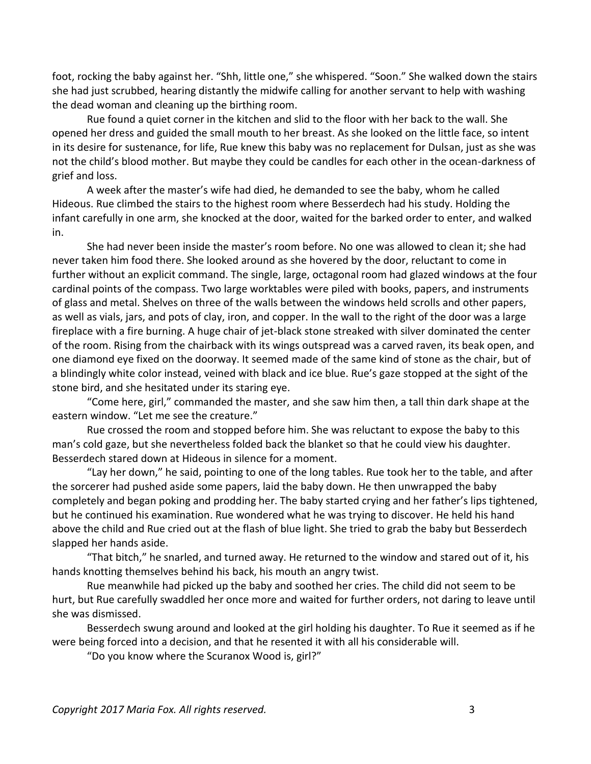foot, rocking the baby against her. "Shh, little one," she whispered. "Soon." She walked down the stairs she had just scrubbed, hearing distantly the midwife calling for another servant to help with washing the dead woman and cleaning up the birthing room.

Rue found a quiet corner in the kitchen and slid to the floor with her back to the wall. She opened her dress and guided the small mouth to her breast. As she looked on the little face, so intent in its desire for sustenance, for life, Rue knew this baby was no replacement for Dulsan, just as she was not the child's blood mother. But maybe they could be candles for each other in the ocean-darkness of grief and loss.

A week after the master's wife had died, he demanded to see the baby, whom he called Hideous. Rue climbed the stairs to the highest room where Besserdech had his study. Holding the infant carefully in one arm, she knocked at the door, waited for the barked order to enter, and walked in.

She had never been inside the master's room before. No one was allowed to clean it; she had never taken him food there. She looked around as she hovered by the door, reluctant to come in further without an explicit command. The single, large, octagonal room had glazed windows at the four cardinal points of the compass. Two large worktables were piled with books, papers, and instruments of glass and metal. Shelves on three of the walls between the windows held scrolls and other papers, as well as vials, jars, and pots of clay, iron, and copper. In the wall to the right of the door was a large fireplace with a fire burning. A huge chair of jet-black stone streaked with silver dominated the center of the room. Rising from the chairback with its wings outspread was a carved raven, its beak open, and one diamond eye fixed on the doorway. It seemed made of the same kind of stone as the chair, but of a blindingly white color instead, veined with black and ice blue. Rue's gaze stopped at the sight of the stone bird, and she hesitated under its staring eye.

"Come here, girl," commanded the master, and she saw him then, a tall thin dark shape at the eastern window. "Let me see the creature."

Rue crossed the room and stopped before him. She was reluctant to expose the baby to this man's cold gaze, but she nevertheless folded back the blanket so that he could view his daughter. Besserdech stared down at Hideous in silence for a moment.

"Lay her down," he said, pointing to one of the long tables. Rue took her to the table, and after the sorcerer had pushed aside some papers, laid the baby down. He then unwrapped the baby completely and began poking and prodding her. The baby started crying and her father's lips tightened, but he continued his examination. Rue wondered what he was trying to discover. He held his hand above the child and Rue cried out at the flash of blue light. She tried to grab the baby but Besserdech slapped her hands aside.

"That bitch," he snarled, and turned away. He returned to the window and stared out of it, his hands knotting themselves behind his back, his mouth an angry twist.

Rue meanwhile had picked up the baby and soothed her cries. The child did not seem to be hurt, but Rue carefully swaddled her once more and waited for further orders, not daring to leave until she was dismissed.

Besserdech swung around and looked at the girl holding his daughter. To Rue it seemed as if he were being forced into a decision, and that he resented it with all his considerable will.

"Do you know where the Scuranox Wood is, girl?"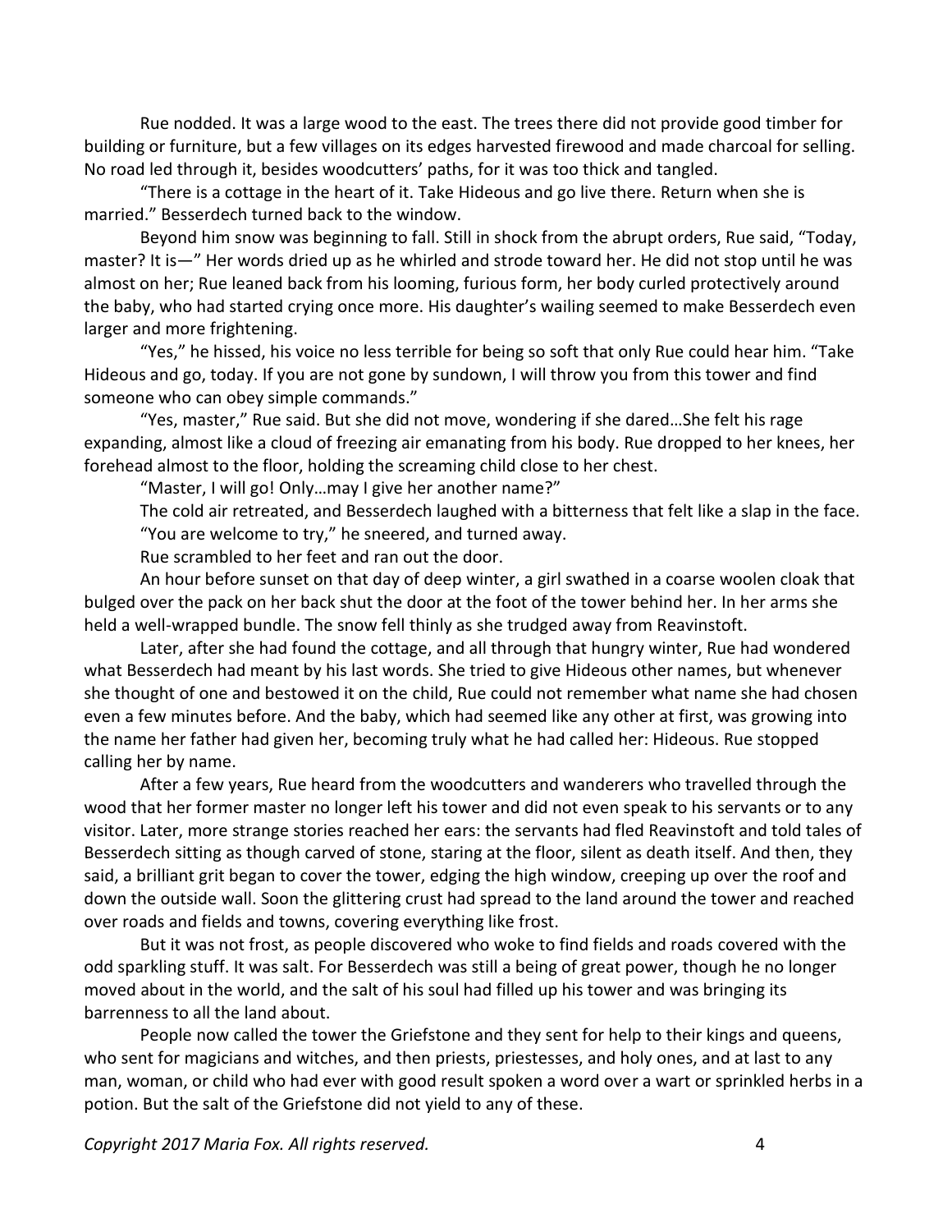Rue nodded. It was a large wood to the east. The trees there did not provide good timber for building or furniture, but a few villages on its edges harvested firewood and made charcoal for selling. No road led through it, besides woodcutters' paths, for it was too thick and tangled.

"There is a cottage in the heart of it. Take Hideous and go live there. Return when she is married." Besserdech turned back to the window.

Beyond him snow was beginning to fall. Still in shock from the abrupt orders, Rue said, "Today, master? It is—" Her words dried up as he whirled and strode toward her. He did not stop until he was almost on her; Rue leaned back from his looming, furious form, her body curled protectively around the baby, who had started crying once more. His daughter's wailing seemed to make Besserdech even larger and more frightening.

"Yes," he hissed, his voice no less terrible for being so soft that only Rue could hear him. "Take Hideous and go, today. If you are not gone by sundown, I will throw you from this tower and find someone who can obey simple commands."

"Yes, master," Rue said. But she did not move, wondering if she dared…She felt his rage expanding, almost like a cloud of freezing air emanating from his body. Rue dropped to her knees, her forehead almost to the floor, holding the screaming child close to her chest.

"Master, I will go! Only…may I give her another name?"

The cold air retreated, and Besserdech laughed with a bitterness that felt like a slap in the face. "You are welcome to try," he sneered, and turned away.

Rue scrambled to her feet and ran out the door.

An hour before sunset on that day of deep winter, a girl swathed in a coarse woolen cloak that bulged over the pack on her back shut the door at the foot of the tower behind her. In her arms she held a well-wrapped bundle. The snow fell thinly as she trudged away from Reavinstoft.

Later, after she had found the cottage, and all through that hungry winter, Rue had wondered what Besserdech had meant by his last words. She tried to give Hideous other names, but whenever she thought of one and bestowed it on the child, Rue could not remember what name she had chosen even a few minutes before. And the baby, which had seemed like any other at first, was growing into the name her father had given her, becoming truly what he had called her: Hideous. Rue stopped calling her by name.

After a few years, Rue heard from the woodcutters and wanderers who travelled through the wood that her former master no longer left his tower and did not even speak to his servants or to any visitor. Later, more strange stories reached her ears: the servants had fled Reavinstoft and told tales of Besserdech sitting as though carved of stone, staring at the floor, silent as death itself. And then, they said, a brilliant grit began to cover the tower, edging the high window, creeping up over the roof and down the outside wall. Soon the glittering crust had spread to the land around the tower and reached over roads and fields and towns, covering everything like frost.

But it was not frost, as people discovered who woke to find fields and roads covered with the odd sparkling stuff. It was salt. For Besserdech was still a being of great power, though he no longer moved about in the world, and the salt of his soul had filled up his tower and was bringing its barrenness to all the land about.

People now called the tower the Griefstone and they sent for help to their kings and queens, who sent for magicians and witches, and then priests, priestesses, and holy ones, and at last to any man, woman, or child who had ever with good result spoken a word over a wart or sprinkled herbs in a potion. But the salt of the Griefstone did not yield to any of these.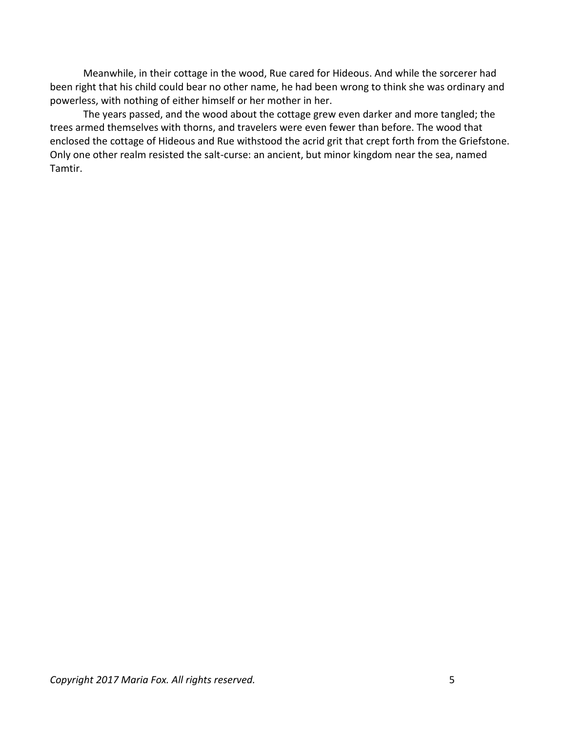Meanwhile, in their cottage in the wood, Rue cared for Hideous. And while the sorcerer had been right that his child could bear no other name, he had been wrong to think she was ordinary and powerless, with nothing of either himself or her mother in her.

The years passed, and the wood about the cottage grew even darker and more tangled; the trees armed themselves with thorns, and travelers were even fewer than before. The wood that enclosed the cottage of Hideous and Rue withstood the acrid grit that crept forth from the Griefstone. Only one other realm resisted the salt-curse: an ancient, but minor kingdom near the sea, named Tamtir.